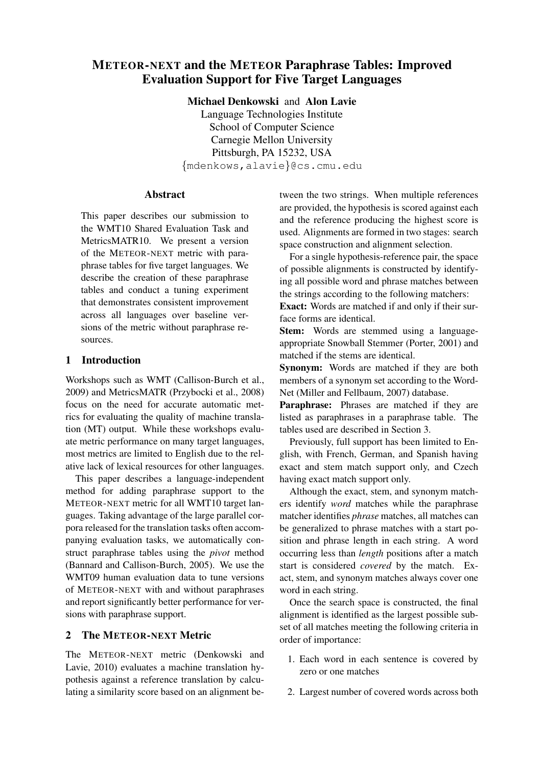# METEOR-NEXT and the METEOR Paraphrase Tables: Improved Evaluation Support for Five Target Languages

**Michael Denkowski** and **Alon Lavie**
Language Technologies Institute
School of Computer Science
Carnegie Mellon University
Pittsburgh, PA 15232, USA
{mdenkows,alavie}@cs.cmu.edu

## Abstract

This paper describes our submission to the WMT10 Shared Evaluation Task and MetricsMATR10. We present a version of the METEOR-NEXT metric with paraphrase tables for five target languages. We describe the creation of these paraphrase tables and conduct a tuning experiment that demonstrates consistent improvement across all languages over baseline versions of the metric without paraphrase resources.

## 1 Introduction

Workshops such as WMT (Callison-Burch et al., 2009) and MetricsMATR (Przybocki et al., 2008) focus on the need for accurate automatic metrics for evaluating the quality of machine translation (MT) output. While these workshops evaluate metric performance on many target languages, most metrics are limited to English due to the relative lack of lexical resources for other languages.

This paper describes a language-independent method for adding paraphrase support to the METEOR-NEXT metric for all WMT10 target languages. Taking advantage of the large parallel corpora released for the translation tasks often accompanying evaluation tasks, we automatically construct paraphrase tables using the *pivot* method (Bannard and Callison-Burch, 2005). We use the WMT09 human evaluation data to tune versions of METEOR-NEXT with and without paraphrases and report significantly better performance for versions with paraphrase support.

## 2 The METEOR-NEXT Metric

The METEOR-NEXT metric (Denkowski and Lavie, 2010) evaluates a machine translation hypothesis against a reference translation by calculating a similarity score based on an alignment between the two strings. When multiple references are provided, the hypothesis is scored against each and the reference producing the highest score is used. Alignments are formed in two stages: search space construction and alignment selection.

For a single hypothesis-reference pair, the space of possible alignments is constructed by identifying all possible word and phrase matches between the strings according to the following matchers:

**Exact:** Words are matched if and only if their surface forms are identical.

**Stem:** Words are stemmed using a language-appropriate Snowball Stemmer (Porter, 2001) and matched if the stems are identical.

**Synonym:** Words are matched if they are both members of a synonym set according to the WordNet (Miller and Fellbaum, 2007) database.

**Paraphrase:** Phrases are matched if they are listed as paraphrases in a paraphrase table. The tables used are described in Section 3.

Previously, full support has been limited to English, with French, German, and Spanish having exact and stem match support only, and Czech having exact match support only.

Although the exact, stem, and synonym matchers identify *word* matches while the paraphrase matcher identifies *phrase* matches, all matches can be generalized to phrase matches with a start position and phrase length in each string. A word occurring less than *length* positions after a match start is considered *covered* by the match. Exact, stem, and synonym matches always cover one word in each string.

Once the search space is constructed, the final alignment is identified as the largest possible subset of all matches meeting the following criteria in order of importance:

1. Each word in each sentence is covered by zero or one matches
2. Largest number of covered words across both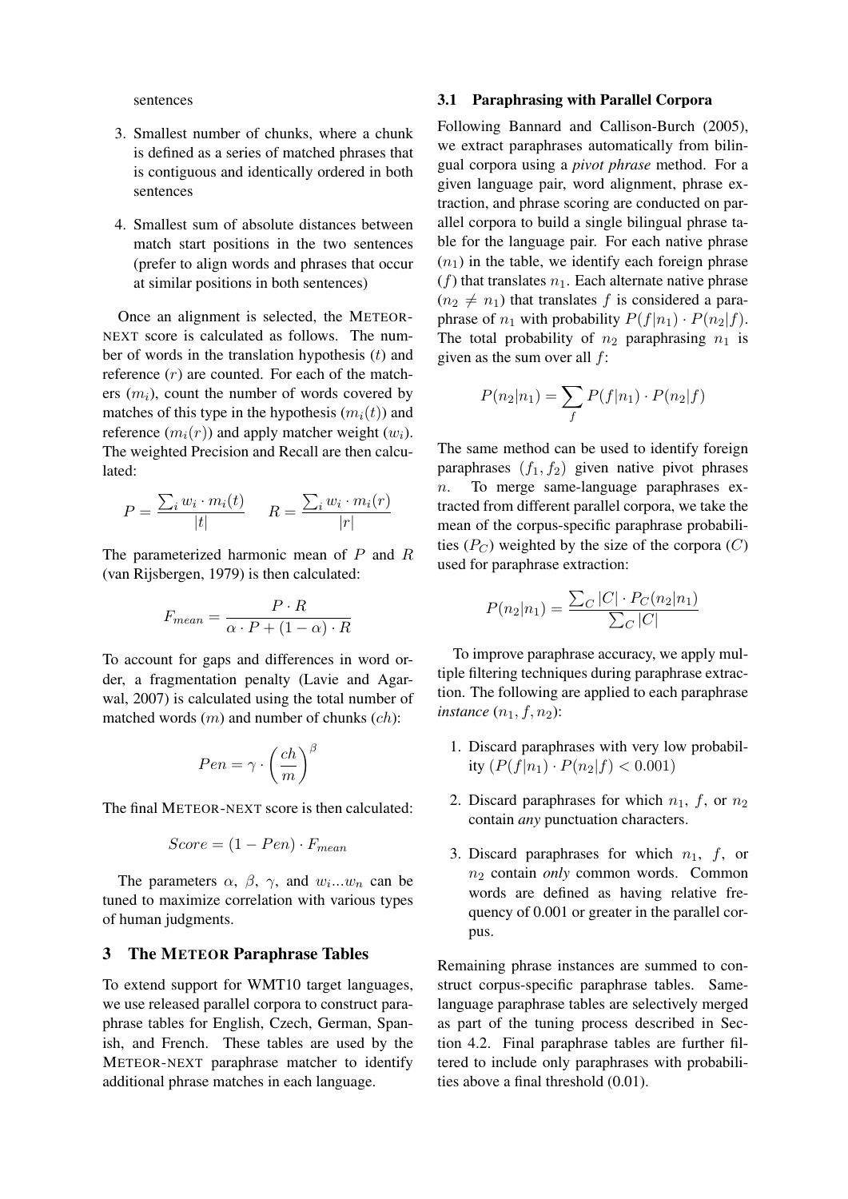sentences

3. Smallest number of chunks, where a chunk is defined as a series of matched phrases that is contiguous and identically ordered in both sentences

4. Smallest sum of absolute distances between match start positions in the two sentences (prefer to align words and phrases that occur at similar positions in both sentences)

Once an alignment is selected, the METEOR-NEXT score is calculated as follows. The number of words in the translation hypothesis ($t$) and reference ($r$) are counted. For each of the matchers ($m_i$), count the number of words covered by matches of this type in the hypothesis ($m_i(t)$) and reference ($m_i(r)$) and apply matcher weight ($w_i$). The weighted Precision and Recall are then calculated:

$$P = \frac{\sum_i w_i \cdot m_i(t)}{|t|} \qquad R = \frac{\sum_i w_i \cdot m_i(r)}{|r|}$$

The parameterized harmonic mean of $P$ and $R$ (van Rijsbergen, 1979) is then calculated:

$$F_{mean} = \frac{P \cdot R}{\alpha \cdot P + (1 - \alpha) \cdot R}$$

To account for gaps and differences in word order, a fragmentation penalty (Lavie and Agarwal, 2007) is calculated using the total number of matched words ($m$) and number of chunks ($ch$):

$$Pen = \gamma \cdot \left(\frac{ch}{m}\right)^{\beta}$$

The final METEOR-NEXT score is then calculated:

$$Score = (1 - Pen) \cdot F_{mean}$$

The parameters $\alpha$, $\beta$, $\gamma$, and $w_i ... w_n$ can be tuned to maximize correlation with various types of human judgments.

## 3 The METEOR Paraphrase Tables

To extend support for WMT10 target languages, we use released parallel corpora to construct paraphrase tables for English, Czech, German, Spanish, and French. These tables are used by the METEOR-NEXT paraphrase matcher to identify additional phrase matches in each language.

### 3.1 Paraphrasing with Parallel Corpora

Following Bannard and Callison-Burch (2005), we extract paraphrases automatically from bilingual corpora using a *pivot phrase* method. For a given language pair, word alignment, phrase extraction, and phrase scoring are conducted on parallel corpora to build a single bilingual phrase table for the language pair. For each native phrase ($n_1$) in the table, we identify each foreign phrase ($f$) that translates $n_1$. Each alternate native phrase ($n_2 \neq n_1$) that translates $f$ is considered a paraphrase of $n_1$ with probability $P(f|n_1) \cdot P(n_2|f)$. The total probability of $n_2$ paraphrasing $n_1$ is given as the sum over all $f$:

$$P(n_2|n_1) = \sum_f P(f|n_1) \cdot P(n_2|f)$$

The same method can be used to identify foreign paraphrases ($f_1, f_2$) given native pivot phrases $n$. To merge same-language paraphrases extracted from different parallel corpora, we take the mean of the corpus-specific paraphrase probabilities ($P_C$) weighted by the size of the corpora ($C$) used for paraphrase extraction:

$$P(n_2|n_1) = \frac{\sum_C |C| \cdot P_C(n_2|n_1)}{\sum_C |C|}$$

To improve paraphrase accuracy, we apply multiple filtering techniques during paraphrase extraction. The following are applied to each paraphrase *instance* ($n_1, f, n_2$):

1. Discard paraphrases with very low probability ($P(f|n_1) \cdot P(n_2|f) < 0.001$)

2. Discard paraphrases for which $n_1$, $f$, or $n_2$ contain *any* punctuation characters.

3. Discard paraphrases for which $n_1$, $f$, or $n_2$ contain *only* common words. Common words are defined as having relative frequency of 0.001 or greater in the parallel corpus.

Remaining phrase instances are summed to construct corpus-specific paraphrase tables. Same-language paraphrase tables are selectively merged as part of the tuning process described in Section 4.2. Final paraphrase tables are further filtered to include only paraphrases with probabilities above a final threshold (0.01).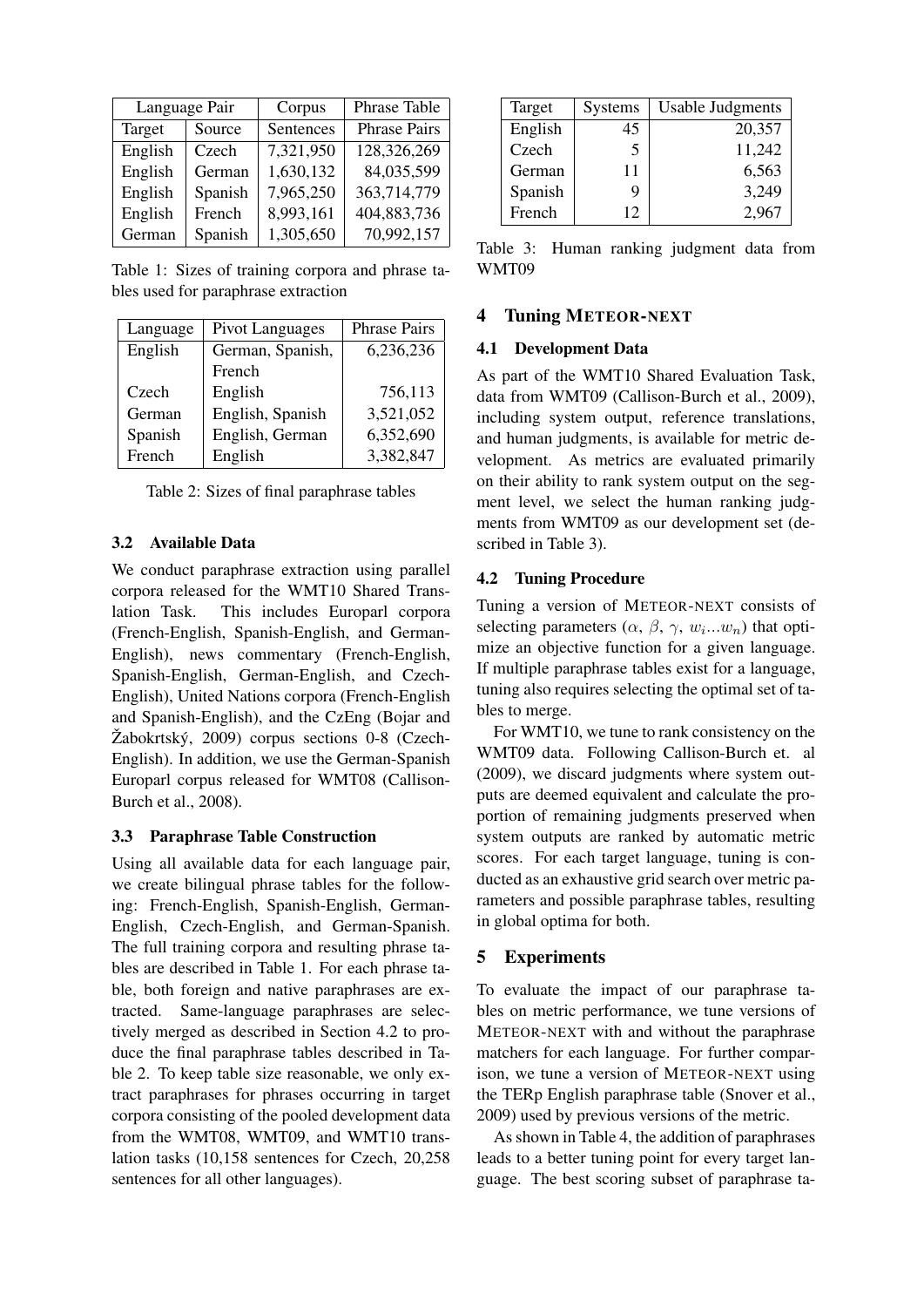| Language Pair | | Corpus | Phrase Table |
|---|---|---|---|
| Target | Source | Sentences | Phrase Pairs |
| English | Czech | 7,321,950 | 128,326,269 |
| English | German | 1,630,132 | 84,035,599 |
| English | Spanish | 7,965,250 | 363,714,779 |
| English | French | 8,993,161 | 404,883,736 |
| German | Spanish | 1,305,650 | 70,992,157 |

Table 1: Sizes of training corpora and phrase tables used for paraphrase extraction

| Language | Pivot Languages | Phrase Pairs |
|---|---|---|
| English | German, Spanish, French | 6,236,236 |
| Czech | English | 756,113 |
| German | English, Spanish | 3,521,052 |
| Spanish | English, German | 6,352,690 |
| French | English | 3,382,847 |

Table 2: Sizes of final paraphrase tables

### 3.2 Available Data

We conduct paraphrase extraction using parallel corpora released for the WMT10 Shared Translation Task. This includes Europarl corpora (French-English, Spanish-English, and German-English), news commentary (French-English, Spanish-English, German-English, and Czech-English), United Nations corpora (French-English and Spanish-English), and the CzEng (Bojar and Žabokrtský, 2009) corpus sections 0-8 (Czech-English). In addition, we use the German-Spanish Europarl corpus released for WMT08 (Callison-Burch et al., 2008).

### 3.3 Paraphrase Table Construction

Using all available data for each language pair, we create bilingual phrase tables for the following: French-English, Spanish-English, German-English, Czech-English, and German-Spanish. The full training corpora and resulting phrase tables are described in Table 1. For each phrase table, both foreign and native paraphrases are extracted. Same-language paraphrases are selectively merged as described in Section 4.2 to produce the final paraphrase tables described in Table 2. To keep table size reasonable, we only extract paraphrases for phrases occurring in target corpora consisting of the pooled development data from the WMT08, WMT09, and WMT10 translation tasks (10,158 sentences for Czech, 20,258 sentences for all other languages).

| Target | Systems | Usable Judgments |
|---|---|---|
| English | 45 | 20,357 |
| Czech | 5 | 11,242 |
| German | 11 | 6,563 |
| Spanish | 9 | 3,249 |
| French | 12 | 2,967 |

Table 3: Human ranking judgment data from WMT09

## 4 Tuning METEOR-NEXT

### 4.1 Development Data

As part of the WMT10 Shared Evaluation Task, data from WMT09 (Callison-Burch et al., 2009), including system output, reference translations, and human judgments, is available for metric development. As metrics are evaluated primarily on their ability to rank system output on the segment level, we select the human ranking judgments from WMT09 as our development set (described in Table 3).

### 4.2 Tuning Procedure

Tuning a version of METEOR-NEXT consists of selecting parameters ($\alpha$, $\beta$, $\gamma$, $w_i ... w_n$) that optimize an objective function for a given language. If multiple paraphrase tables exist for a language, tuning also requires selecting the optimal set of tables to merge.

For WMT10, we tune to rank consistency on the WMT09 data. Following Callison-Burch et. al (2009), we discard judgments where system outputs are deemed equivalent and calculate the proportion of remaining judgments preserved when system outputs are ranked by automatic metric scores. For each target language, tuning is conducted as an exhaustive grid search over metric parameters and possible paraphrase tables, resulting in global optima for both.

## 5 Experiments

To evaluate the impact of our paraphrase tables on metric performance, we tune versions of METEOR-NEXT with and without the paraphrase matchers for each language. For further comparison, we tune a version of METEOR-NEXT using the TERp English paraphrase table (Snover et al., 2009) used by previous versions of the metric.

As shown in Table 4, the addition of paraphrases leads to a better tuning point for every target language. The best scoring subset of paraphrase ta-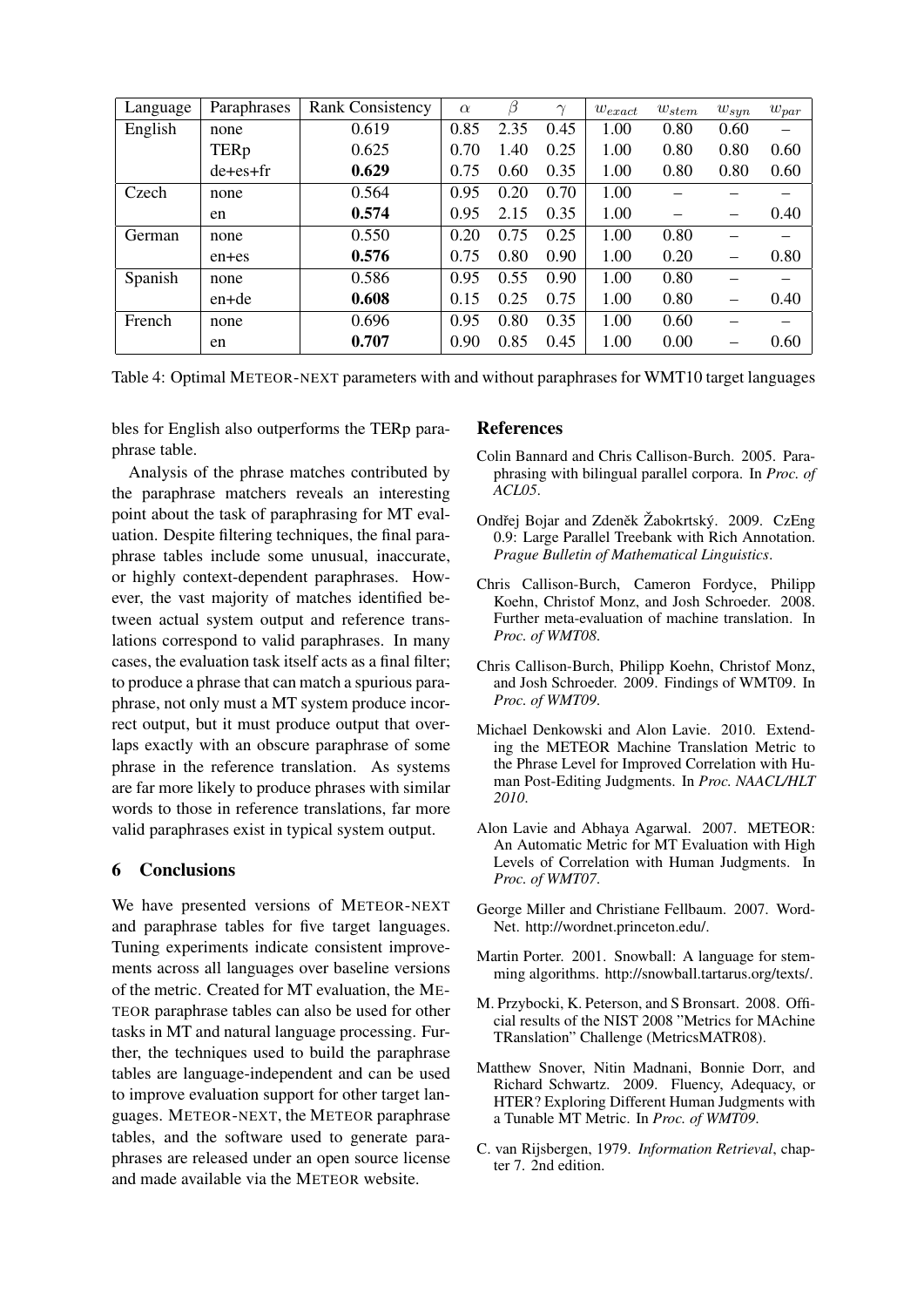| Language | Paraphrases | Rank Consistency | $\alpha$ | $\beta$ | $\gamma$ | $w_{exact}$ | $w_{stem}$ | $w_{syn}$ | $w_{par}$ |
|---|---|---|---|---|---|---|---|---|---|
| English | none | 0.619 | 0.85 | 2.35 | 0.45 | 1.00 | 0.80 | 0.60 | – |
| | TERp | 0.625 | 0.70 | 1.40 | 0.25 | 1.00 | 0.80 | 0.80 | 0.60 |
| | de+es+fr | **0.629** | 0.75 | 0.60 | 0.35 | 1.00 | 0.80 | 0.80 | 0.60 |
| Czech | none | 0.564 | 0.95 | 0.20 | 0.70 | 1.00 | – | – | – |
| | en | **0.574** | 0.95 | 2.15 | 0.35 | 1.00 | – | – | 0.40 |
| German | none | 0.550 | 0.20 | 0.75 | 0.25 | 1.00 | 0.80 | – | – |
| | en+es | **0.576** | 0.75 | 0.80 | 0.90 | 1.00 | 0.20 | – | 0.80 |
| Spanish | none | 0.586 | 0.95 | 0.55 | 0.90 | 1.00 | 0.80 | – | – |
| | en+de | **0.608** | 0.15 | 0.25 | 0.75 | 1.00 | 0.80 | – | 0.40 |
| French | none | 0.696 | 0.95 | 0.80 | 0.35 | 1.00 | 0.60 | – | – |
| | en | **0.707** | 0.90 | 0.85 | 0.45 | 1.00 | 0.00 | – | 0.60 |

Table 4: Optimal METEOR-NEXT parameters with and without paraphrases for WMT10 target languages

bles for English also outperforms the TERp paraphrase table.

Analysis of the phrase matches contributed by the paraphrase matchers reveals an interesting point about the task of paraphrasing for MT evaluation. Despite filtering techniques, the final paraphrase tables include some unusual, inaccurate, or highly context-dependent paraphrases. However, the vast majority of matches identified between actual system output and reference translations correspond to valid paraphrases. In many cases, the evaluation task itself acts as a final filter; to produce a phrase that can match a spurious paraphrase, not only must a MT system produce incorrect output, but it must produce output that overlaps exactly with an obscure paraphrase of some phrase in the reference translation. As systems are far more likely to produce phrases with similar words to those in reference translations, far more valid paraphrases exist in typical system output.

## 6 Conclusions

We have presented versions of METEOR-NEXT and paraphrase tables for five target languages. Tuning experiments indicate consistent improvements across all languages over baseline versions of the metric. Created for MT evaluation, the METEOR paraphrase tables can also be used for other tasks in MT and natural language processing. Further, the techniques used to build the paraphrase tables are language-independent and can be used to improve evaluation support for other target languages. METEOR-NEXT, the METEOR paraphrase tables, and the software used to generate paraphrases are released under an open source license and made available via the METEOR website.

## References

Colin Bannard and Chris Callison-Burch. 2005. Paraphrasing with bilingual parallel corpora. In *Proc. of ACL05*.

Ondřej Bojar and Zdeněk Žabokrtský. 2009. CzEng 0.9: Large Parallel Treebank with Rich Annotation. *Prague Bulletin of Mathematical Linguistics*.

Chris Callison-Burch, Cameron Fordyce, Philipp Koehn, Christof Monz, and Josh Schroeder. 2008. Further meta-evaluation of machine translation. In *Proc. of WMT08*.

Chris Callison-Burch, Philipp Koehn, Christof Monz, and Josh Schroeder. 2009. Findings of WMT09. In *Proc. of WMT09*.

Michael Denkowski and Alon Lavie. 2010. Extending the METEOR Machine Translation Metric to the Phrase Level for Improved Correlation with Human Post-Editing Judgments. In *Proc. NAACL/HLT 2010*.

Alon Lavie and Abhaya Agarwal. 2007. METEOR: An Automatic Metric for MT Evaluation with High Levels of Correlation with Human Judgments. In *Proc. of WMT07*.

George Miller and Christiane Fellbaum. 2007. WordNet. http://wordnet.princeton.edu/.

Martin Porter. 2001. Snowball: A language for stemming algorithms. http://snowball.tartarus.org/texts/.

M. Przybocki, K. Peterson, and S Bronsart. 2008. Official results of the NIST 2008 "Metrics for MAchine TRanslation" Challenge (MetricsMATR08).

Matthew Snover, Nitin Madnani, Bonnie Dorr, and Richard Schwartz. 2009. Fluency, Adequacy, or HTER? Exploring Different Human Judgments with a Tunable MT Metric. In *Proc. of WMT09*.

C. van Rijsbergen, 1979. *Information Retrieval*, chapter 7. 2nd edition.